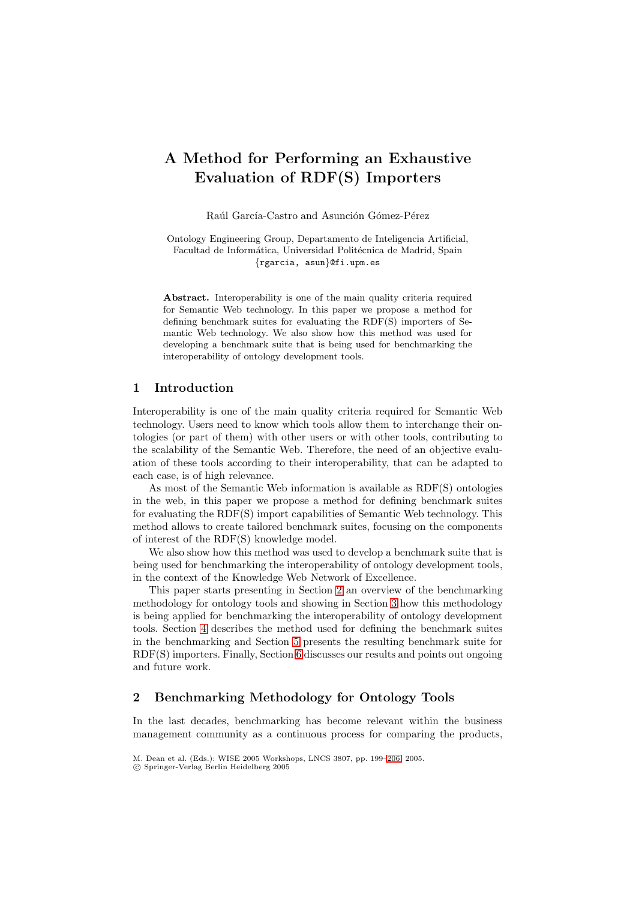# A Method for Performing an Exhaustive Evaluation of RDF(S) Importers

Raúl García-Castro and Asunción Gómez-Pérez

Ontology Engineering Group, Departamento de Inteligencia Artificial,
Facultad de Informática, Universidad Politécnica de Madrid, Spain
{rgarcia, asun}@fi.upm.es

**Abstract.** Interoperability is one of the main quality criteria required for Semantic Web technology. In this paper we propose a method for defining benchmark suites for evaluating the RDF(S) importers of Semantic Web technology. We also show how this method was used for developing a benchmark suite that is being used for benchmarking the interoperability of ontology development tools.

## 1 Introduction

Interoperability is one of the main quality criteria required for Semantic Web technology. Users need to know which tools allow them to interchange their ontologies (or part of them) with other users or with other tools, contributing to the scalability of the Semantic Web. Therefore, the need of an objective evaluation of these tools according to their interoperability, that can be adapted to each case, is of high relevance.

As most of the Semantic Web information is available as RDF(S) ontologies in the web, in this paper we propose a method for defining benchmark suites for evaluating the RDF(S) import capabilities of Semantic Web technology. This method allows to create tailored benchmark suites, focusing on the components of interest of the RDF(S) knowledge model.

We also show how this method was used to develop a benchmark suite that is being used for benchmarking the interoperability of ontology development tools, in the context of the Knowledge Web Network of Excellence.

This paper starts presenting in Section 2 an overview of the benchmarking methodology for ontology tools and showing in Section 3 how this methodology is being applied for benchmarking the interoperability of ontology development tools. Section 4 describes the method used for defining the benchmark suites in the benchmarking and Section 5 presents the resulting benchmark suite for RDF(S) importers. Finally, Section 6 discusses our results and points out ongoing and future work.

## 2 Benchmarking Methodology for Ontology Tools

In the last decades, benchmarking has become relevant within the business management community as a continuous process for comparing the products,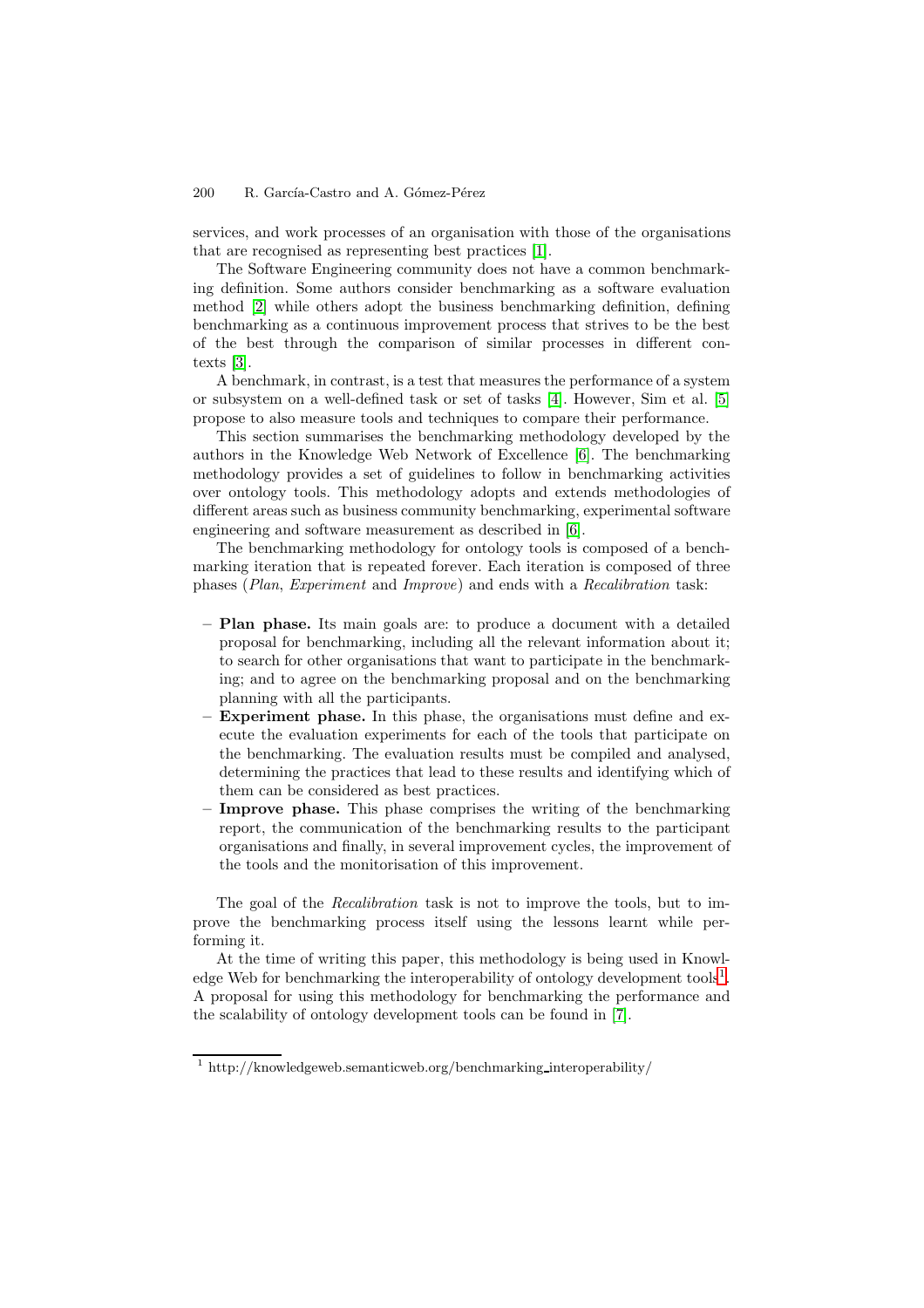services, and work processes of an organisation with those of the organisations that are recognised as representing best practices [1].

The Software Engineering community does not have a common benchmarking definition. Some authors consider benchmarking as a software evaluation method [2] while others adopt the business benchmarking definition, defining benchmarking as a continuous improvement process that strives to be the best of the best through the comparison of similar processes in different contexts [3].

A benchmark, in contrast, is a test that measures the performance of a system or subsystem on a well-defined task or set of tasks [4]. However, Sim et al. [5] propose to also measure tools and techniques to compare their performance.

This section summarises the benchmarking methodology developed by the authors in the Knowledge Web Network of Excellence [6]. The benchmarking methodology provides a set of guidelines to follow in benchmarking activities over ontology tools. This methodology adopts and extends methodologies of different areas such as business community benchmarking, experimental software engineering and software measurement as described in [6].

The benchmarking methodology for ontology tools is composed of a benchmarking iteration that is repeated forever. Each iteration is composed of three phases (*Plan*, *Experiment* and *Improve*) and ends with a *Recalibration* task:

- **Plan phase.** Its main goals are: to produce a document with a detailed proposal for benchmarking, including all the relevant information about it; to search for other organisations that want to participate in the benchmarking; and to agree on the benchmarking proposal and on the benchmarking planning with all the participants.
- **Experiment phase.** In this phase, the organisations must define and execute the evaluation experiments for each of the tools that participate on the benchmarking. The evaluation results must be compiled and analysed, determining the practices that lead to these results and identifying which of them can be considered as best practices.
- **Improve phase.** This phase comprises the writing of the benchmarking report, the communication of the benchmarking results to the participant organisations and finally, in several improvement cycles, the improvement of the tools and the monitorisation of this improvement.

The goal of the *Recalibration* task is not to improve the tools, but to improve the benchmarking process itself using the lessons learnt while performing it.

At the time of writing this paper, this methodology is being used in Knowledge Web for benchmarking the interoperability of ontology development tools[1]. A proposal for using this methodology for benchmarking the performance and the scalability of ontology development tools can be found in [7].

[1] http://knowledgeweb.semanticweb.org/benchmarking_interoperability/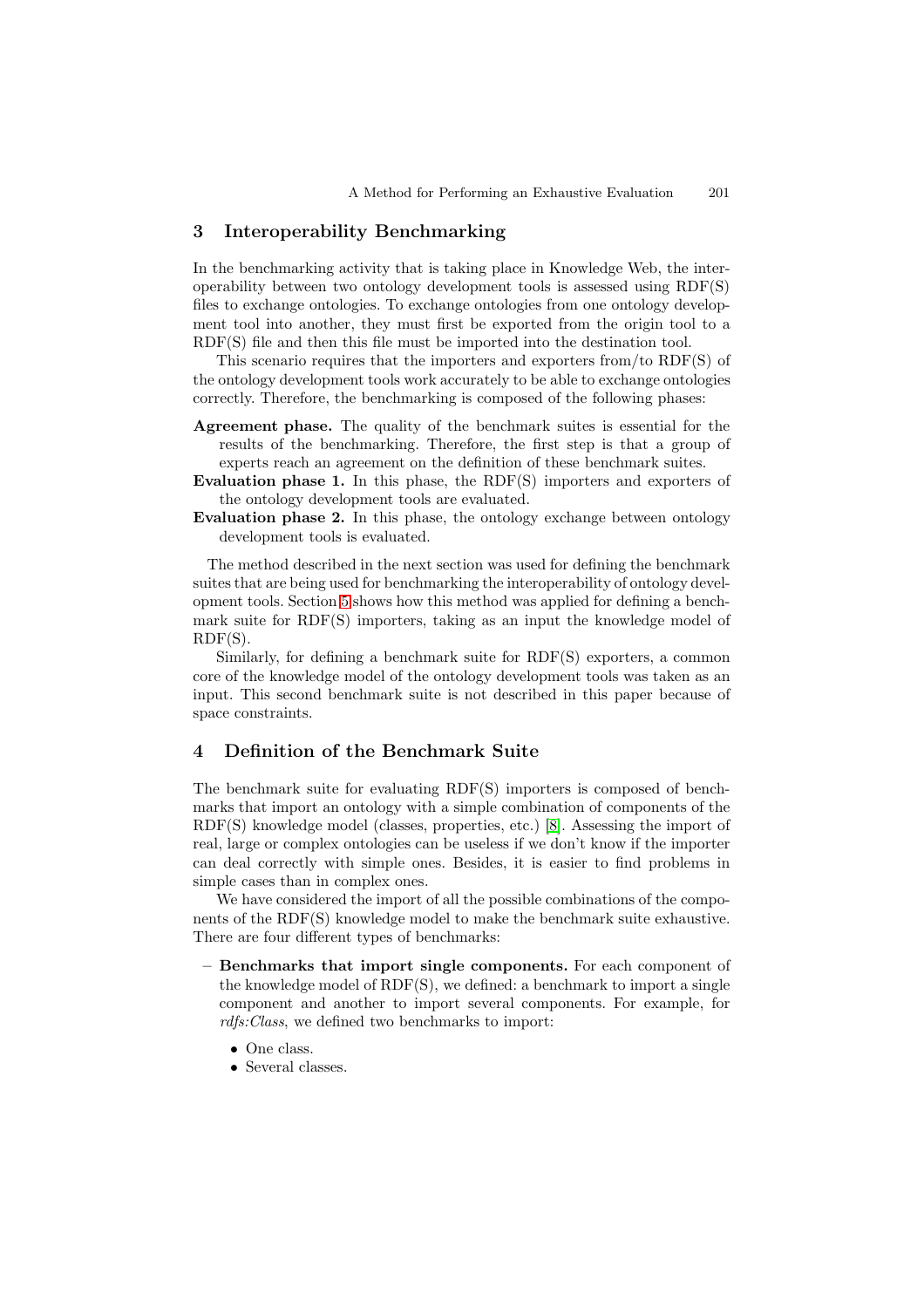## 3 Interoperability Benchmarking

In the benchmarking activity that is taking place in Knowledge Web, the interoperability between two ontology development tools is assessed using RDF(S) files to exchange ontologies. To exchange ontologies from one ontology development tool into another, they must first be exported from the origin tool to a RDF(S) file and then this file must be imported into the destination tool.

This scenario requires that the importers and exporters from/to RDF(S) of the ontology development tools work accurately to be able to exchange ontologies correctly. Therefore, the benchmarking is composed of the following phases:

**Agreement phase.** The quality of the benchmark suites is essential for the results of the benchmarking. Therefore, the first step is that a group of experts reach an agreement on the definition of these benchmark suites.

**Evaluation phase 1.** In this phase, the RDF(S) importers and exporters of the ontology development tools are evaluated.

**Evaluation phase 2.** In this phase, the ontology exchange between ontology development tools is evaluated.

The method described in the next section was used for defining the benchmark suites that are being used for benchmarking the interoperability of ontology development tools. Section 5 shows how this method was applied for defining a benchmark suite for RDF(S) importers, taking as an input the knowledge model of RDF(S).

Similarly, for defining a benchmark suite for RDF(S) exporters, a common core of the knowledge model of the ontology development tools was taken as an input. This second benchmark suite is not described in this paper because of space constraints.

## 4 Definition of the Benchmark Suite

The benchmark suite for evaluating RDF(S) importers is composed of benchmarks that import an ontology with a simple combination of components of the RDF(S) knowledge model (classes, properties, etc.) [8]. Assessing the import of real, large or complex ontologies can be useless if we don't know if the importer can deal correctly with simple ones. Besides, it is easier to find problems in simple cases than in complex ones.

We have considered the import of all the possible combinations of the components of the RDF(S) knowledge model to make the benchmark suite exhaustive. There are four different types of benchmarks:

- **Benchmarks that import single components.** For each component of the knowledge model of RDF(S), we defined: a benchmark to import a single component and another to import several components. For example, for *rdfs:Class*, we defined two benchmarks to import:
  - One class.
  - Several classes.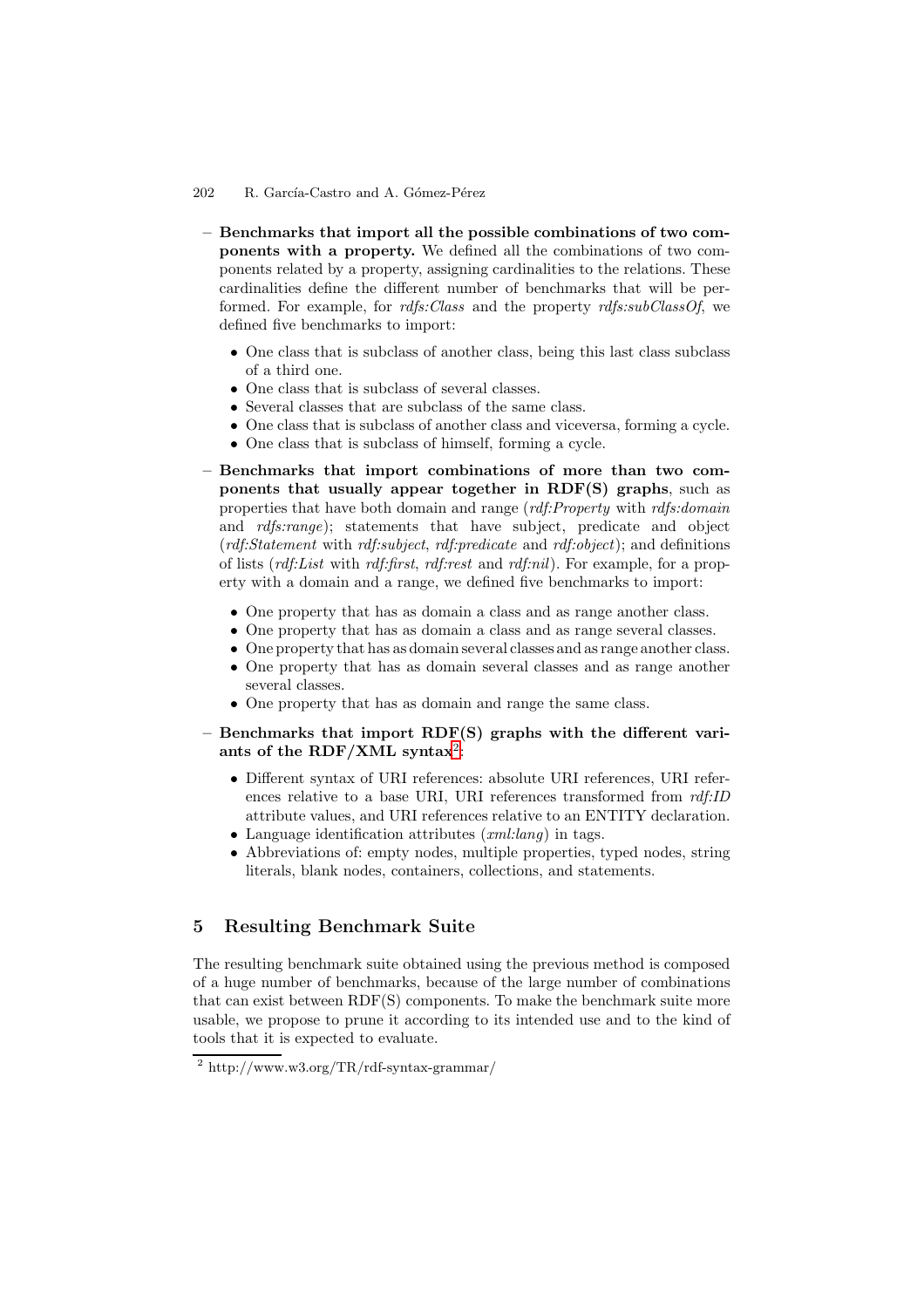- **Benchmarks that import all the possible combinations of two components with a property.** We defined all the combinations of two components related by a property, assigning cardinalities to the relations. These cardinalities define the different number of benchmarks that will be performed. For example, for *rdfs:Class* and the property *rdfs:subClassOf*, we defined five benchmarks to import:
  - One class that is subclass of another class, being this last class subclass of a third one.
  - One class that is subclass of several classes.
  - Several classes that are subclass of the same class.
  - One class that is subclass of another class and viceversa, forming a cycle.
  - One class that is subclass of himself, forming a cycle.
- **Benchmarks that import combinations of more than two components that usually appear together in RDF(S) graphs**, such as properties that have both domain and range (*rdf:Property* with *rdfs:domain* and *rdfs:range*); statements that have subject, predicate and object (*rdf:Statement* with *rdf:subject*, *rdf:predicate* and *rdf:object*); and definitions of lists (*rdf:List* with *rdf:first*, *rdf:rest* and *rdf:nil*). For example, for a property with a domain and a range, we defined five benchmarks to import:
  - One property that has as domain a class and as range another class.
  - One property that has as domain a class and as range several classes.
  - One property that has as domain several classes and as range another class.
  - One property that has as domain several classes and as range another several classes.
  - One property that has as domain and range the same class.
- **Benchmarks that import RDF(S) graphs with the different variants of the RDF/XML syntax**[2]**:**
  - Different syntax of URI references: absolute URI references, URI references relative to a base URI, URI references transformed from *rdf:ID* attribute values, and URI references relative to an ENTITY declaration.
  - Language identification attributes (*xml:lang*) in tags.
  - Abbreviations of: empty nodes, multiple properties, typed nodes, string literals, blank nodes, containers, collections, and statements.

## 5 Resulting Benchmark Suite

The resulting benchmark suite obtained using the previous method is composed of a huge number of benchmarks, because of the large number of combinations that can exist between RDF(S) components. To make the benchmark suite more usable, we propose to prune it according to its intended use and to the kind of tools that it is expected to evaluate.

[2] http://www.w3.org/TR/rdf-syntax-grammar/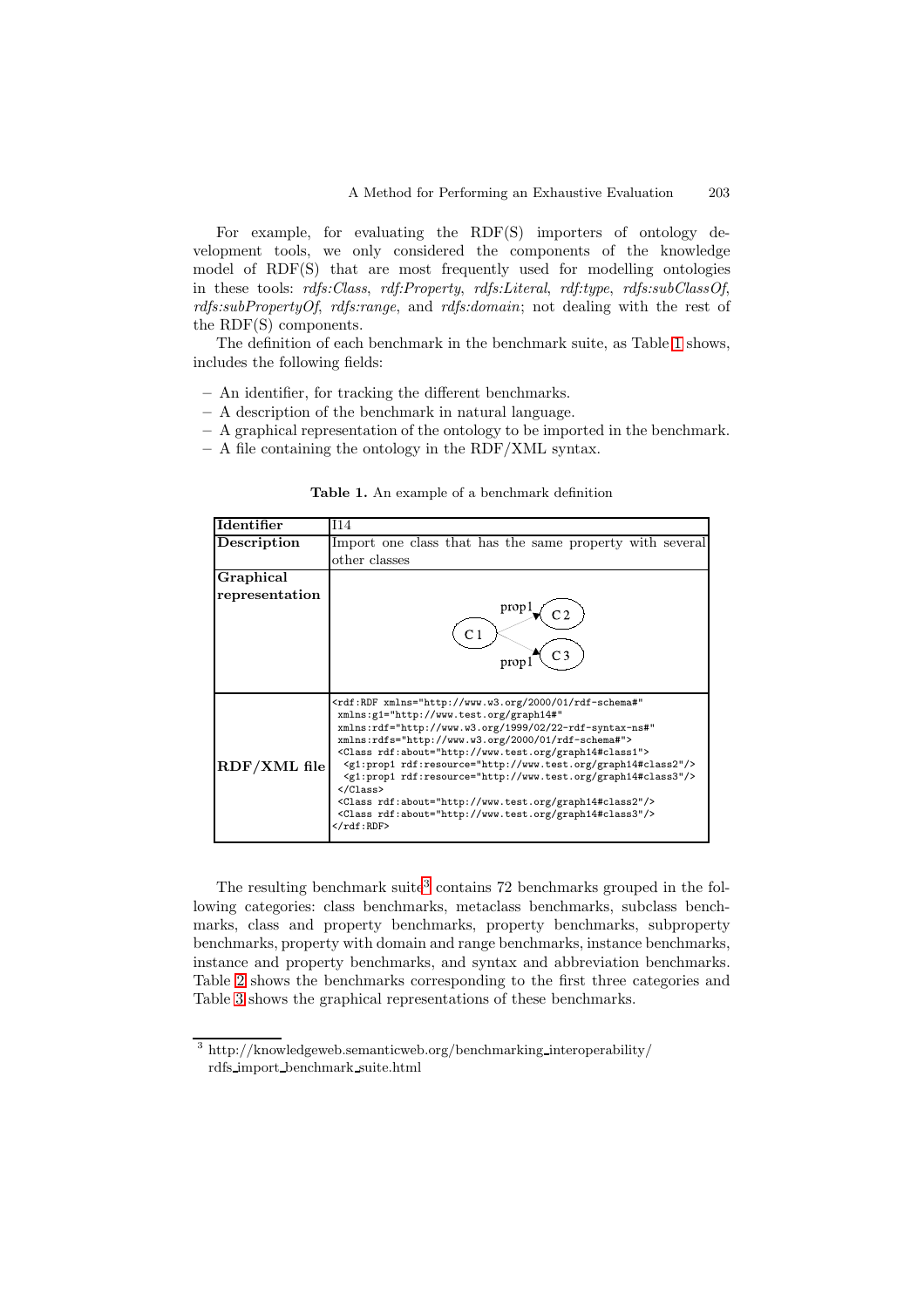For example, for evaluating the RDF(S) importers of ontology development tools, we only considered the components of the knowledge model of RDF(S) that are most frequently used for modelling ontologies in these tools: *rdfs:Class*, *rdf:Property*, *rdfs:Literal*, *rdf:type*, *rdfs:subClassOf*, *rdfs:subPropertyOf*, *rdfs:range*, and *rdfs:domain*; not dealing with the rest of the RDF(S) components.

The definition of each benchmark in the benchmark suite, as Table 1 shows, includes the following fields:

- An identifier, for tracking the different benchmarks.
- A description of the benchmark in natural language.
- A graphical representation of the ontology to be imported in the benchmark.
- A file containing the ontology in the RDF/XML syntax.

**Table 1.** An example of a benchmark definition

| | |
|---|---|
| **Identifier** | I14 |
| **Description** | Import one class that has the same property with several other classes |
| **Graphical representation** | C1 –prop1→ C2; C1 –prop1→ C3 |
| **RDF/XML file** | `<rdf:RDF xmlns="http://www.w3.org/2000/01/rdf-schema#" xmlns:g1="http://www.test.org/graph14#" xmlns:rdf="http://www.w3.org/1999/02/22-rdf-syntax-ns#" xmlns:rdfs="http://www.w3.org/2000/01/rdf-schema#"> <Class rdf:about="http://www.test.org/graph14#class1"> <g1:prop1 rdf:resource="http://www.test.org/graph14#class2"/> <g1:prop1 rdf:resource="http://www.test.org/graph14#class3"/> </Class> <Class rdf:about="http://www.test.org/graph14#class2"/> <Class rdf:about="http://www.test.org/graph14#class3"/> </rdf:RDF>` |

The resulting benchmark suite[3] contains 72 benchmarks grouped in the following categories: class benchmarks, metaclass benchmarks, subclass benchmarks, class and property benchmarks, property benchmarks, subproperty benchmarks, property with domain and range benchmarks, instance benchmarks, instance and property benchmarks, and syntax and abbreviation benchmarks. Table 2 shows the benchmarks corresponding to the first three categories and Table 3 shows the graphical representations of these benchmarks.

[3] http://knowledgeweb.semanticweb.org/benchmarking_interoperability/rdfs_import_benchmark_suite.html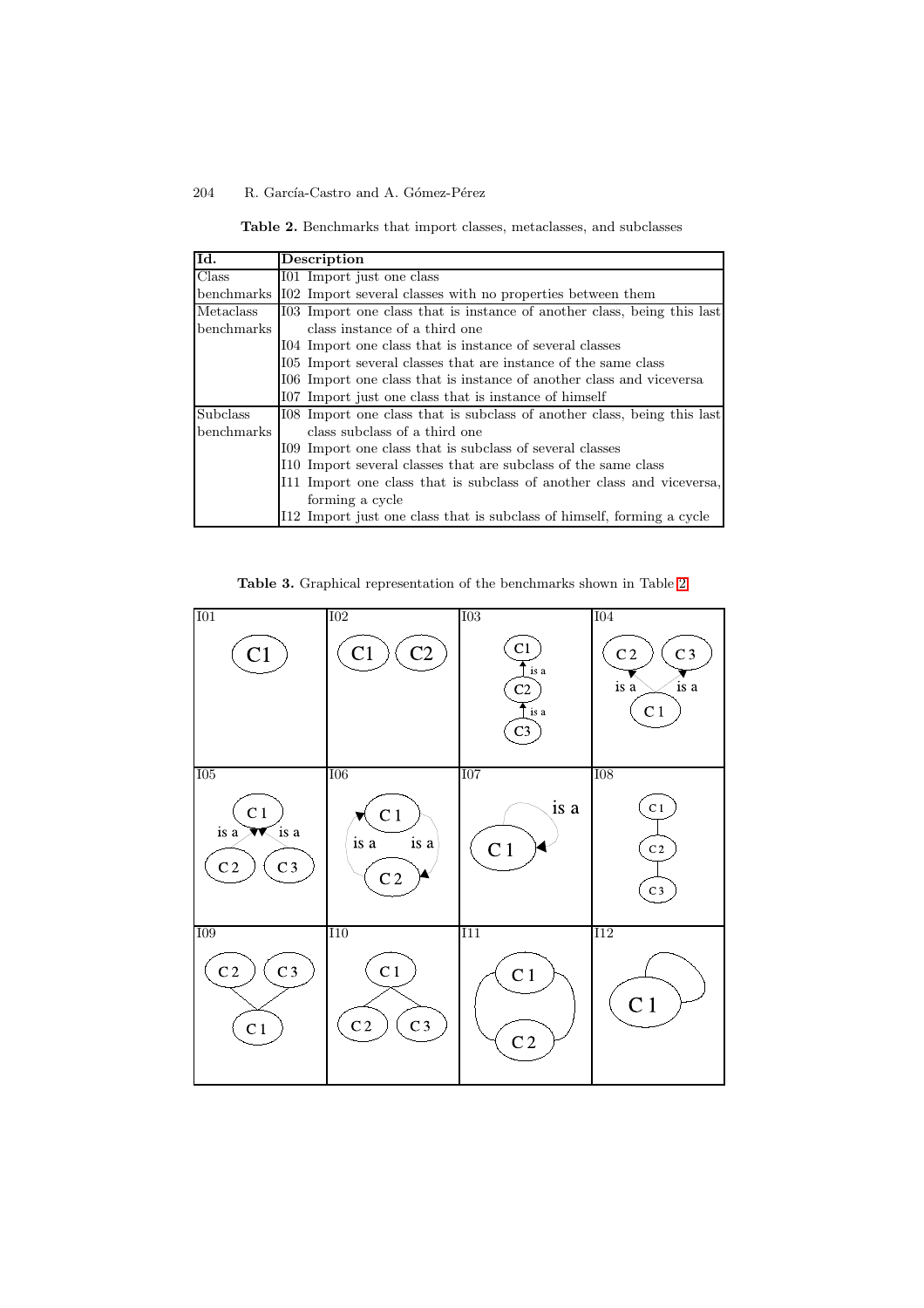**Table 2.** Benchmarks that import classes, metaclasses, and subclasses

| Id. | Description |
|---|---|
| Class benchmarks | I01 Import just one class |
| | I02 Import several classes with no properties between them |
| Metaclass benchmarks | I03 Import one class that is instance of another class, being this last class instance of a third one |
| | I04 Import one class that is instance of several classes |
| | I05 Import several classes that are instance of the same class |
| | I06 Import one class that is instance of another class and viceversa |
| | I07 Import just one class that is instance of himself |
| Subclass benchmarks | I08 Import one class that is subclass of another class, being this last class subclass of a third one |
| | I09 Import one class that is subclass of several classes |
| | I10 Import several classes that are subclass of the same class |
| | I11 Import one class that is subclass of another class and viceversa, forming a cycle |
| | I12 Import just one class that is subclass of himself, forming a cycle |

**Table 3.** Graphical representation of the benchmarks shown in Table 2

| I01 | I02 | I03 | I04 |
|---|---|---|---|
| C1 | C1 C2 | C1 ← is a C2 ← is a C3 | C2, C3; is a, is a; C1 |
| **I05** | **I06** | **I07** | **I08** |
| C1; is a, is a; C2, C3 | C1; is a, is a; C2 | is a; C1 | C1; C2; C3 |
| **I09** | **I10** | **I11** | **I12** |
| C2, C3; C1 | C1; C2, C3 | C1; C2 | C1 |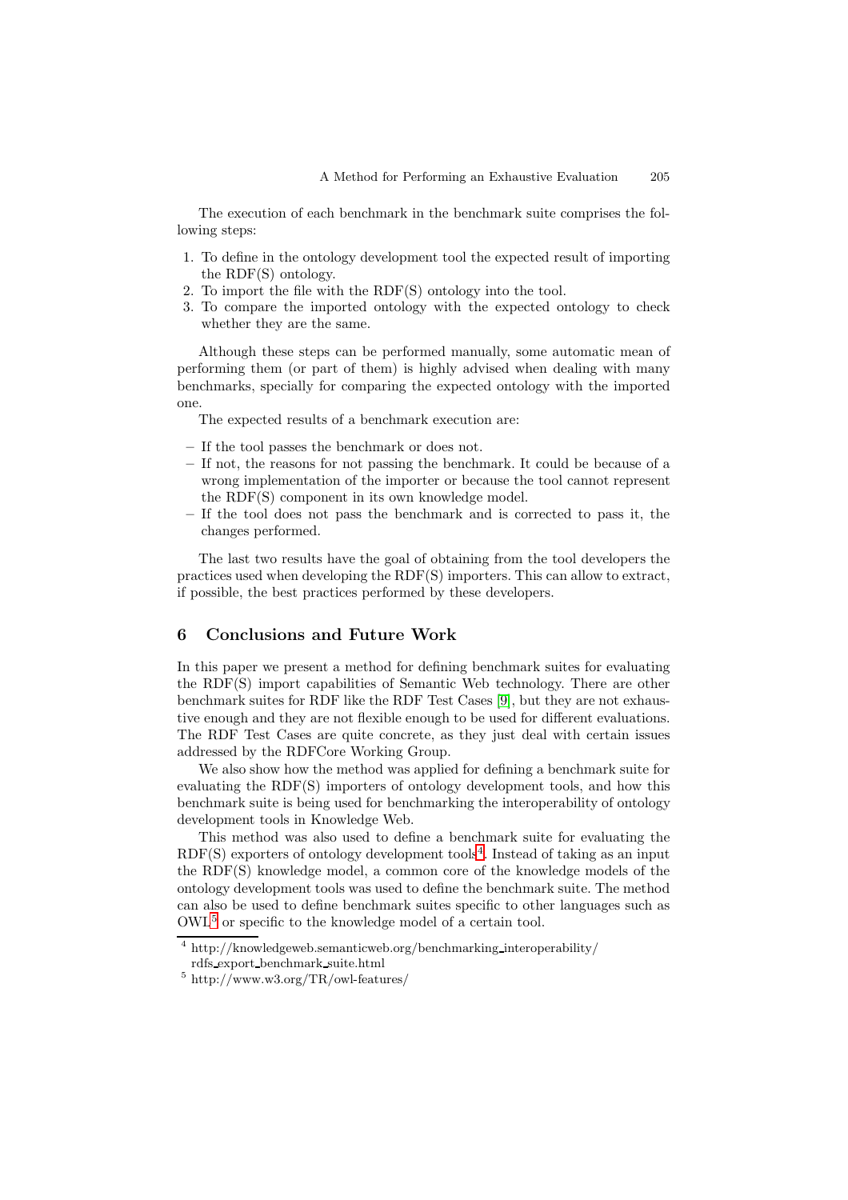The execution of each benchmark in the benchmark suite comprises the following steps:

1. To define in the ontology development tool the expected result of importing the RDF(S) ontology.
2. To import the file with the RDF(S) ontology into the tool.
3. To compare the imported ontology with the expected ontology to check whether they are the same.

Although these steps can be performed manually, some automatic mean of performing them (or part of them) is highly advised when dealing with many benchmarks, specially for comparing the expected ontology with the imported one.

The expected results of a benchmark execution are:

- If the tool passes the benchmark or does not.
- If not, the reasons for not passing the benchmark. It could be because of a wrong implementation of the importer or because the tool cannot represent the RDF(S) component in its own knowledge model.
- If the tool does not pass the benchmark and is corrected to pass it, the changes performed.

The last two results have the goal of obtaining from the tool developers the practices used when developing the RDF(S) importers. This can allow to extract, if possible, the best practices performed by these developers.

## 6 Conclusions and Future Work

In this paper we present a method for defining benchmark suites for evaluating the RDF(S) import capabilities of Semantic Web technology. There are other benchmark suites for RDF like the RDF Test Cases [9], but they are not exhaustive enough and they are not flexible enough to be used for different evaluations. The RDF Test Cases are quite concrete, as they just deal with certain issues addressed by the RDFCore Working Group.

We also show how the method was applied for defining a benchmark suite for evaluating the RDF(S) importers of ontology development tools, and how this benchmark suite is being used for benchmarking the interoperability of ontology development tools in Knowledge Web.

This method was also used to define a benchmark suite for evaluating the RDF(S) exporters of ontology development tools[4]. Instead of taking as an input the RDF(S) knowledge model, a common core of the knowledge models of the ontology development tools was used to define the benchmark suite. The method can also be used to define benchmark suites specific to other languages such as OWL[5] or specific to the knowledge model of a certain tool.

[4] http://knowledgeweb.semanticweb.org/benchmarking_interoperability/rdfs_export_benchmark_suite.html

[5] http://www.w3.org/TR/owl-features/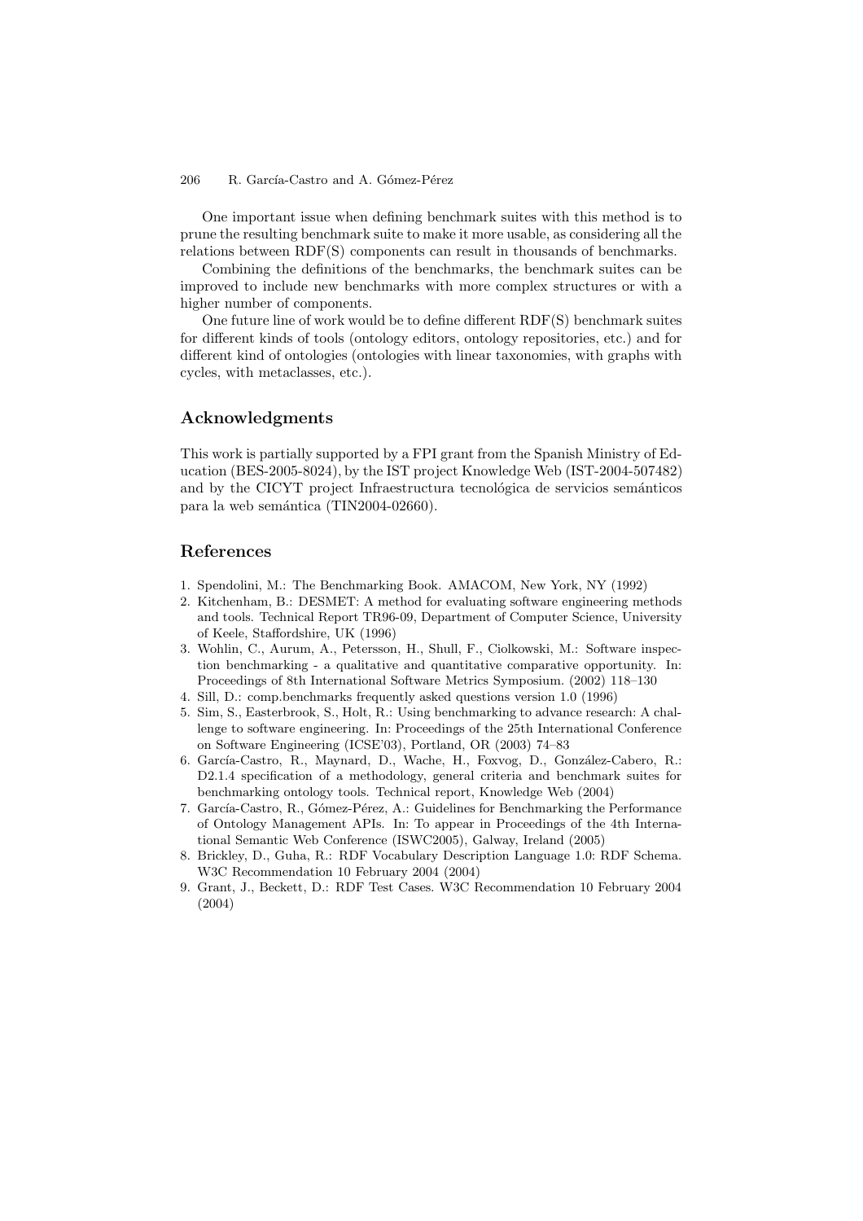One important issue when defining benchmark suites with this method is to prune the resulting benchmark suite to make it more usable, as considering all the relations between RDF(S) components can result in thousands of benchmarks.

Combining the definitions of the benchmarks, the benchmark suites can be improved to include new benchmarks with more complex structures or with a higher number of components.

One future line of work would be to define different RDF(S) benchmark suites for different kinds of tools (ontology editors, ontology repositories, etc.) and for different kind of ontologies (ontologies with linear taxonomies, with graphs with cycles, with metaclasses, etc.).

## Acknowledgments

This work is partially supported by a FPI grant from the Spanish Ministry of Education (BES-2005-8024), by the IST project Knowledge Web (IST-2004-507482) and by the CICYT project Infraestructura tecnológica de servicios semánticos para la web semántica (TIN2004-02660).

## References

1. Spendolini, M.: The Benchmarking Book. AMACOM, New York, NY (1992)
2. Kitchenham, B.: DESMET: A method for evaluating software engineering methods and tools. Technical Report TR96-09, Department of Computer Science, University of Keele, Staffordshire, UK (1996)
3. Wohlin, C., Aurum, A., Petersson, H., Shull, F., Ciolkowski, M.: Software inspection benchmarking - a qualitative and quantitative comparative opportunity. In: Proceedings of 8th International Software Metrics Symposium. (2002) 118–130
4. Sill, D.: comp.benchmarks frequently asked questions version 1.0 (1996)
5. Sim, S., Easterbrook, S., Holt, R.: Using benchmarking to advance research: A challenge to software engineering. In: Proceedings of the 25th International Conference on Software Engineering (ICSE'03), Portland, OR (2003) 74–83
6. García-Castro, R., Maynard, D., Wache, H., Foxvog, D., González-Cabero, R.: D2.1.4 specification of a methodology, general criteria and benchmark suites for benchmarking ontology tools. Technical report, Knowledge Web (2004)
7. García-Castro, R., Gómez-Pérez, A.: Guidelines for Benchmarking the Performance of Ontology Management APIs. In: To appear in Proceedings of the 4th International Semantic Web Conference (ISWC2005), Galway, Ireland (2005)
8. Brickley, D., Guha, R.: RDF Vocabulary Description Language 1.0: RDF Schema. W3C Recommendation 10 February 2004 (2004)
9. Grant, J., Beckett, D.: RDF Test Cases. W3C Recommendation 10 February 2004 (2004)